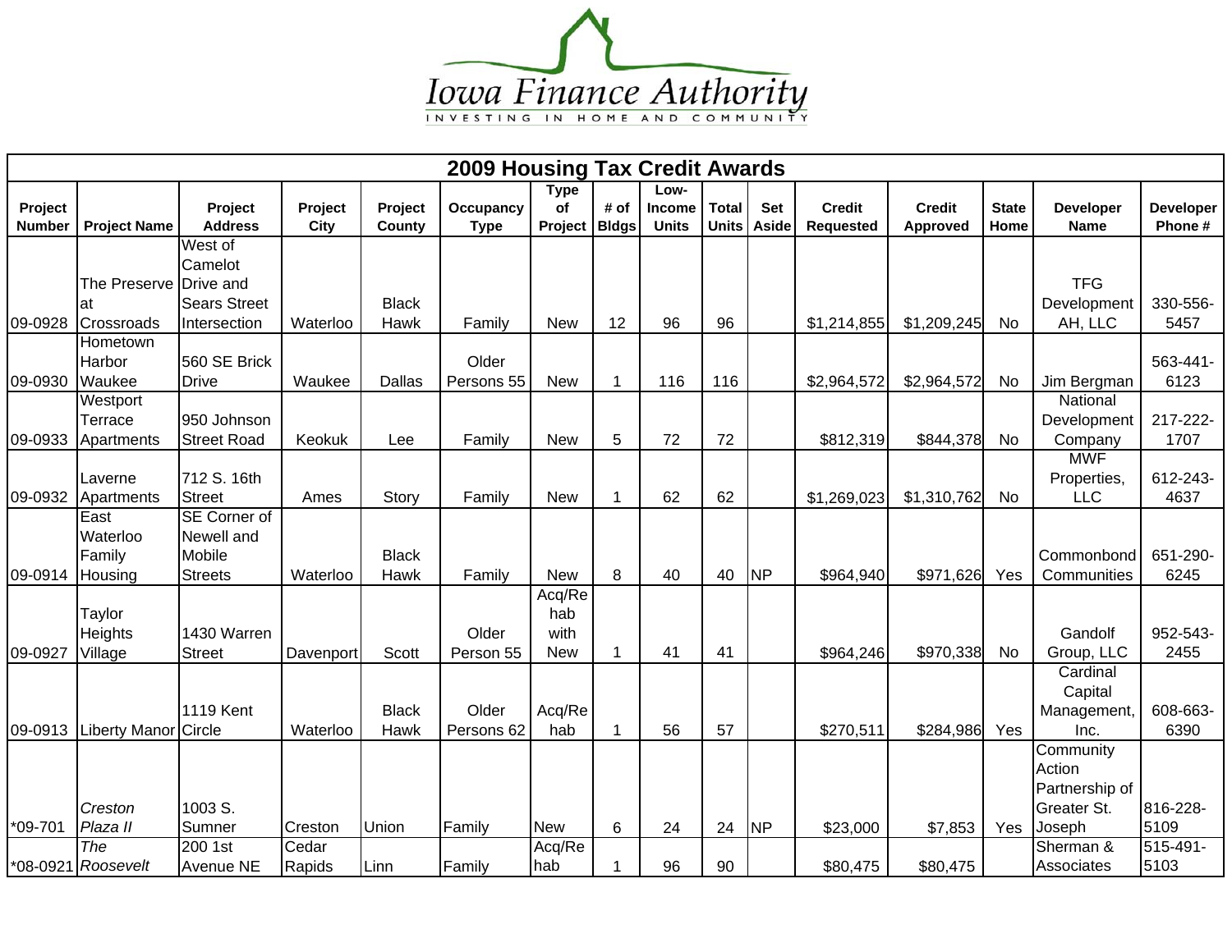Iowa Finance Authority

INVESTING IN HOME AND COMMUNITY

## 2009 Housing Tax Credit Awards

| Project Number | Project Name | Project Address | Project City | Project County | Occupancy Type | Type of Project | # of Bldgs | Low-Income Units | Total Units | Set Aside | Credit Requested | Credit Approved | State Home | Developer Name | Developer Phone # |
|---|---|---|---|---|---|---|---|---|---|---|---|---|---|---|---|
| 09-0928 | The Preserve at Crossroads | West of Camelot Drive and Sears Street Intersection | Waterloo | Black Hawk | Family | New | 12 | 96 | 96 | | $1,214,855 | $1,209,245 | No | TFG Development AH, LLC | 330-556-5457 |
| 09-0930 | Hometown Harbor Waukee | 560 SE Brick Drive | Waukee | Dallas | Older Persons 55 | New | 1 | 116 | 116 | | $2,964,572 | $2,964,572 | No | Jim Bergman | 563-441-6123 |
| 09-0933 | Westport Terrace Apartments | 950 Johnson Street Road | Keokuk | Lee | Family | New | 5 | 72 | 72 | | $812,319 | $844,378 | No | National Development Company | 217-222-1707 |
| 09-0932 | Laverne Apartments | 712 S. 16th Street | Ames | Story | Family | New | 1 | 62 | 62 | | $1,269,023 | $1,310,762 | No | MWF Properties, LLC | 612-243-4637 |
| 09-0914 | East Waterloo Family Housing | SE Corner of Newell and Mobile Streets | Waterloo | Black Hawk | Family | New | 8 | 40 | 40 | NP | $964,940 | $971,626 | Yes | Commonbond Communities | 651-290-6245 |
| 09-0927 | Taylor Heights Village | 1430 Warren Street | Davenport | Scott | Older Person 55 | Acq/Rehab with New | 1 | 41 | 41 | | $964,246 | $970,338 | No | Gandolf Group, LLC | 952-543-2455 |
| 09-0913 | Liberty Manor | 1119 Kent Circle | Waterloo | Black Hawk | Older Persons 62 | Acq/Rehab | 1 | 56 | 57 | | $270,511 | $284,986 | Yes | Cardinal Capital Management, Inc. | 608-663-6390 |
| *09-701 | *Creston Plaza II* | 1003 S. Sumner | Creston | Union | Family | New | 6 | 24 | 24 | NP | $23,000 | $7,853 | Yes | Community Action Partnership of Greater St. Joseph | 816-228-5109 |
| *08-0921 | *The Roosevelt* | 200 1st Avenue NE | Cedar Rapids | Linn | Family | Acq/Rehab | 1 | 96 | 90 | | $80,475 | $80,475 | | Sherman & Associates | 515-491-5103 |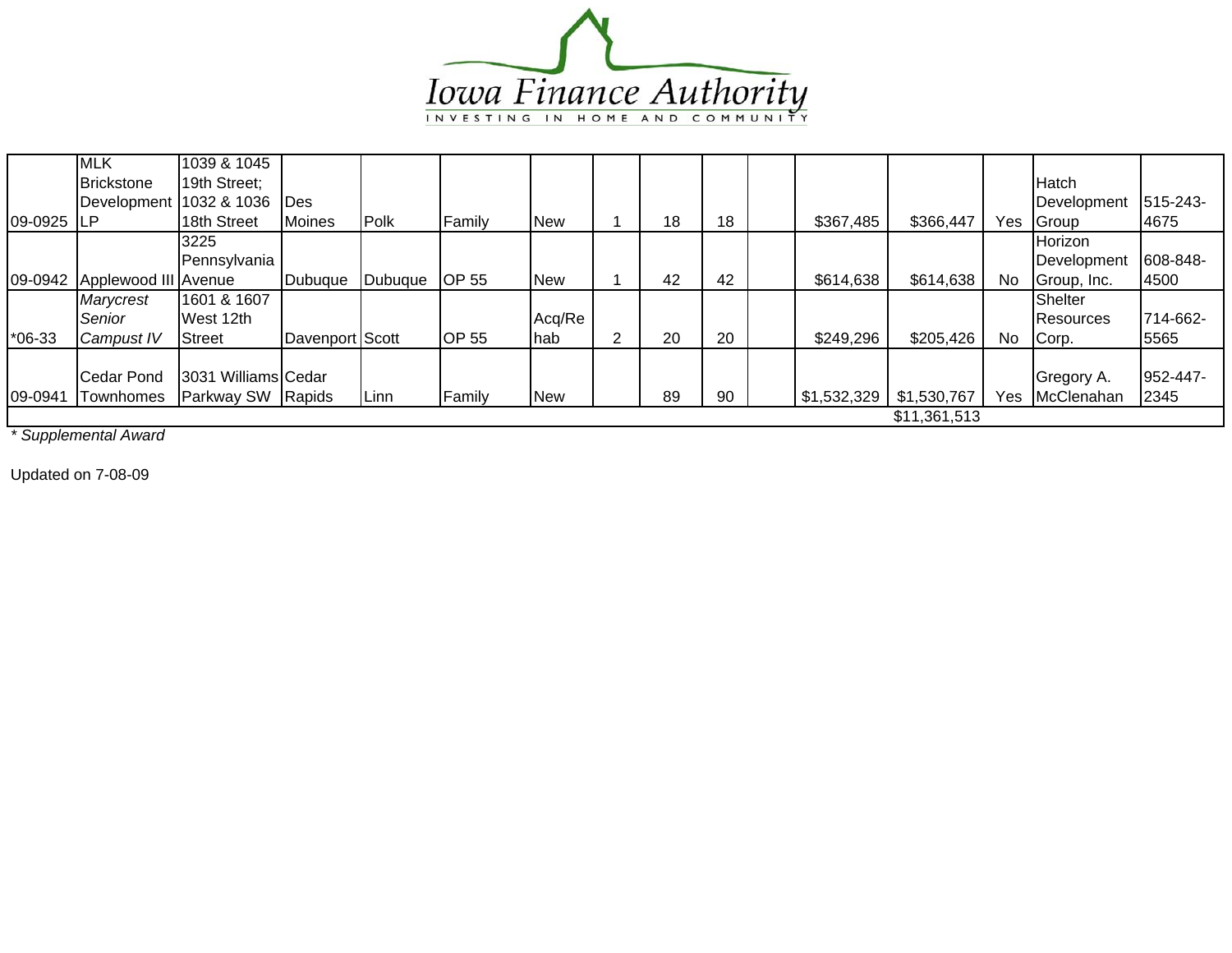| | | | | | | | | | | | | | | | |
|---|---|---|---|---|---|---|---|---|---|---|---|---|---|---|---|
| 09-0925 | MLK Brickstone Development LP | 1039 & 1045 19th Street; 1032 & 1036 18th Street | Des Moines | Polk | Family | New | 1 | 18 | 18 | | $367,485 | $366,447 | Yes | Hatch Development Group | 515-243-4675 |
| 09-0942 | Applewood III | 3225 Pennsylvania Avenue | Dubuque | Dubuque | OP 55 | New | 1 | 42 | 42 | | $614,638 | $614,638 | No | Horizon Development Group, Inc. | 608-848-4500 |
| *06-33 | *Marycrest Senior Campust IV* | 1601 & 1607 West 12th Street | Davenport | Scott | OP 55 | Acq/Rehab | 2 | 20 | 20 | | $249,296 | $205,426 | No | Shelter Resources Corp. | 714-662-5565 |
| 09-0941 | Cedar Pond Townhomes | 3031 Williams Parkway SW | Cedar Rapids | Linn | Family | New | | 89 | 90 | | $1,532,329 | $1,530,767 | Yes | Gregory A. McClenahan | 952-447-2345 |
| | | | | | | | | | | | | $11,361,513 | | | |

*\* Supplemental Award*

Updated on 7-08-09